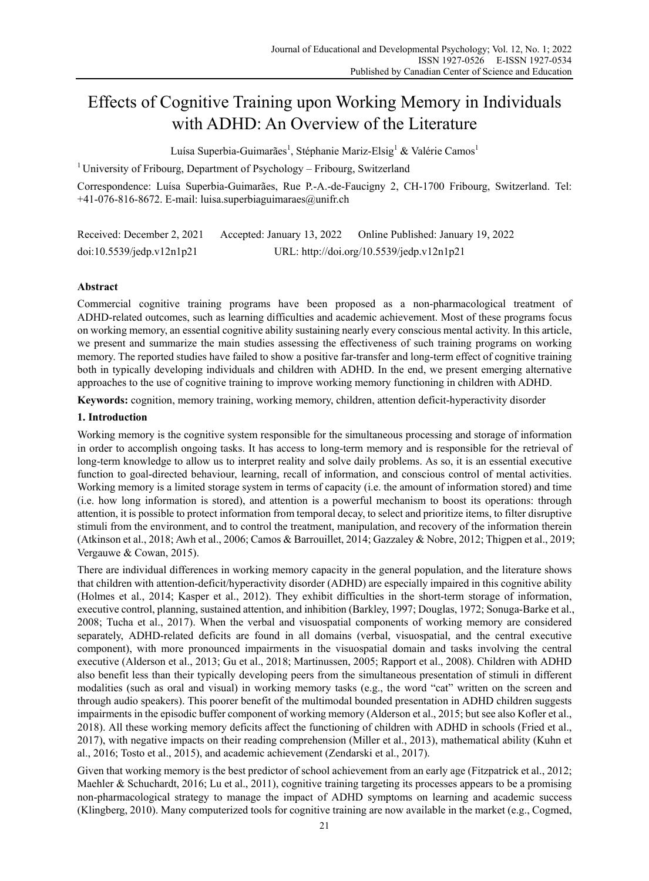# Effects of Cognitive Training upon Working Memory in Individuals with ADHD: An Overview of the Literature

Luísa Superbia-Guimarães[1], Stéphanie Mariz-Elsig[1] & Valérie Camos[1]

[1] University of Fribourg, Department of Psychology – Fribourg, Switzerland

Correspondence: Luísa Superbia-Guimarães, Rue P.-A.-de-Faucigny 2, CH-1700 Fribourg, Switzerland. Tel: +41-076-816-8672. E-mail: luisa.superbiaguimaraes@unifr.ch

Received: December 2, 2021 Accepted: January 13, 2022 Online Published: January 19, 2022

doi:10.5539/jedp.v12n1p21 URL: http://doi.org/10.5539/jedp.v12n1p21

**Abstract**

Commercial cognitive training programs have been proposed as a non-pharmacological treatment of ADHD-related outcomes, such as learning difficulties and academic achievement. Most of these programs focus on working memory, an essential cognitive ability sustaining nearly every conscious mental activity. In this article, we present and summarize the main studies assessing the effectiveness of such training programs on working memory. The reported studies have failed to show a positive far-transfer and long-term effect of cognitive training both in typically developing individuals and children with ADHD. In the end, we present emerging alternative approaches to the use of cognitive training to improve working memory functioning in children with ADHD.

**Keywords:** cognition, memory training, working memory, children, attention deficit-hyperactivity disorder

## 1. Introduction

Working memory is the cognitive system responsible for the simultaneous processing and storage of information in order to accomplish ongoing tasks. It has access to long-term memory and is responsible for the retrieval of long-term knowledge to allow us to interpret reality and solve daily problems. As so, it is an essential executive function to goal-directed behaviour, learning, recall of information, and conscious control of mental activities. Working memory is a limited storage system in terms of capacity (i.e. the amount of information stored) and time (i.e. how long information is stored), and attention is a powerful mechanism to boost its operations: through attention, it is possible to protect information from temporal decay, to select and prioritize items, to filter disruptive stimuli from the environment, and to control the treatment, manipulation, and recovery of the information therein (Atkinson et al., 2018; Awh et al., 2006; Camos & Barrouillet, 2014; Gazzaley & Nobre, 2012; Thigpen et al., 2019; Vergauwe & Cowan, 2015).

There are individual differences in working memory capacity in the general population, and the literature shows that children with attention-deficit/hyperactivity disorder (ADHD) are especially impaired in this cognitive ability (Holmes et al., 2014; Kasper et al., 2012). They exhibit difficulties in the short-term storage of information, executive control, planning, sustained attention, and inhibition (Barkley, 1997; Douglas, 1972; Sonuga-Barke et al., 2008; Tucha et al., 2017). When the verbal and visuospatial components of working memory are considered separately, ADHD-related deficits are found in all domains (verbal, visuospatial, and the central executive component), with more pronounced impairments in the visuospatial domain and tasks involving the central executive (Alderson et al., 2013; Gu et al., 2018; Martinussen, 2005; Rapport et al., 2008). Children with ADHD also benefit less than their typically developing peers from the simultaneous presentation of stimuli in different modalities (such as oral and visual) in working memory tasks (e.g., the word "cat" written on the screen and through audio speakers). This poorer benefit of the multimodal bounded presentation in ADHD children suggests impairments in the episodic buffer component of working memory (Alderson et al., 2015; but see also Kofler et al., 2018). All these working memory deficits affect the functioning of children with ADHD in schools (Fried et al., 2017), with negative impacts on their reading comprehension (Miller et al., 2013), mathematical ability (Kuhn et al., 2016; Tosto et al., 2015), and academic achievement (Zendarski et al., 2017).

Given that working memory is the best predictor of school achievement from an early age (Fitzpatrick et al., 2012; Maehler & Schuchardt, 2016; Lu et al., 2011), cognitive training targeting its processes appears to be a promising non-pharmacological strategy to manage the impact of ADHD symptoms on learning and academic success (Klingberg, 2010). Many computerized tools for cognitive training are now available in the market (e.g., Cogmed,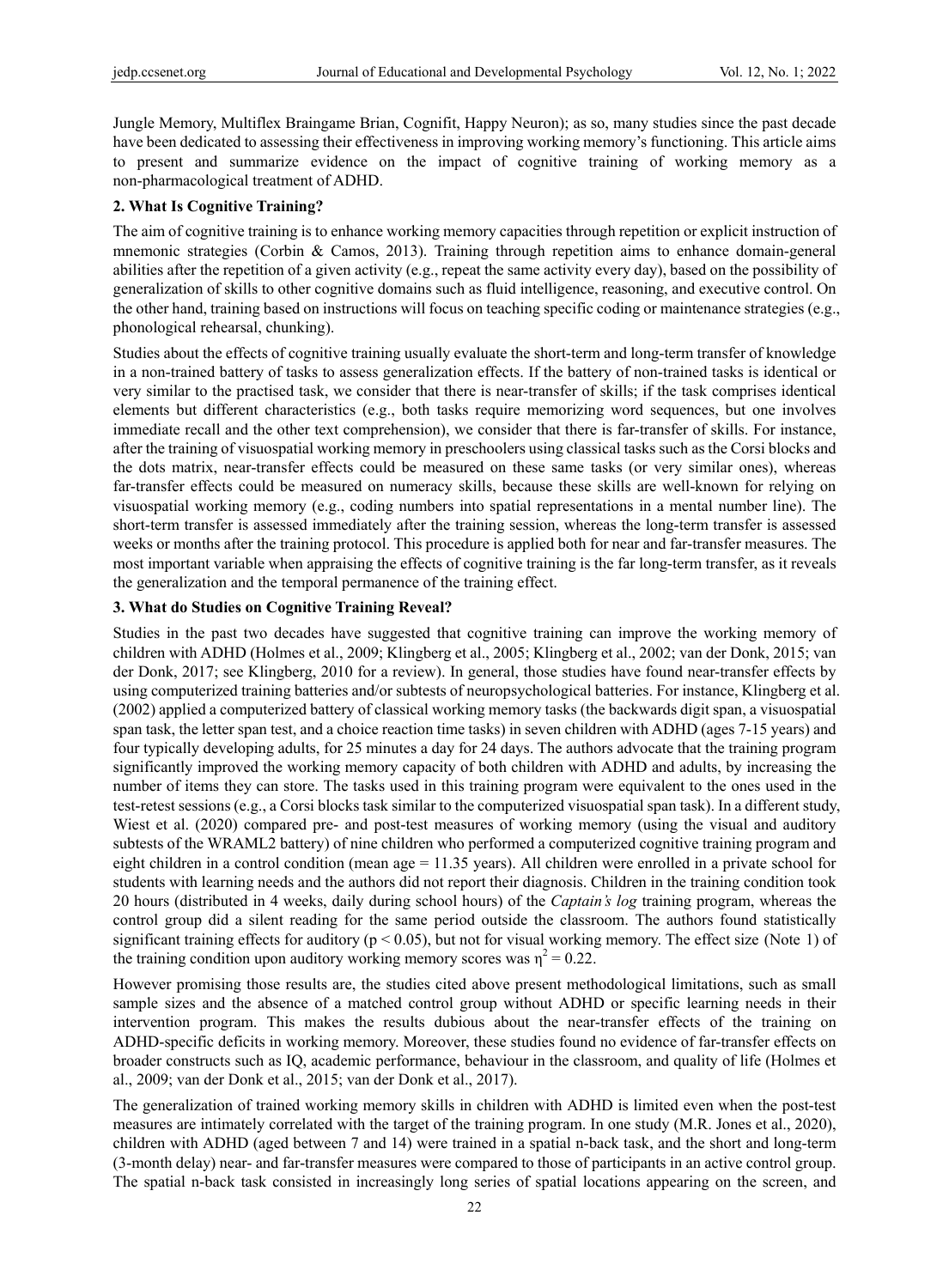Jungle Memory, Multiflex Braingame Brian, Cognifit, Happy Neuron); as so, many studies since the past decade have been dedicated to assessing their effectiveness in improving working memory's functioning. This article aims to present and summarize evidence on the impact of cognitive training of working memory as a non-pharmacological treatment of ADHD.

## 2. What Is Cognitive Training?

The aim of cognitive training is to enhance working memory capacities through repetition or explicit instruction of mnemonic strategies (Corbin & Camos, 2013). Training through repetition aims to enhance domain-general abilities after the repetition of a given activity (e.g., repeat the same activity every day), based on the possibility of generalization of skills to other cognitive domains such as fluid intelligence, reasoning, and executive control. On the other hand, training based on instructions will focus on teaching specific coding or maintenance strategies (e.g., phonological rehearsal, chunking).

Studies about the effects of cognitive training usually evaluate the short-term and long-term transfer of knowledge in a non-trained battery of tasks to assess generalization effects. If the battery of non-trained tasks is identical or very similar to the practised task, we consider that there is near-transfer of skills; if the task comprises identical elements but different characteristics (e.g., both tasks require memorizing word sequences, but one involves immediate recall and the other text comprehension), we consider that there is far-transfer of skills. For instance, after the training of visuospatial working memory in preschoolers using classical tasks such as the Corsi blocks and the dots matrix, near-transfer effects could be measured on these same tasks (or very similar ones), whereas far-transfer effects could be measured on numeracy skills, because these skills are well-known for relying on visuospatial working memory (e.g., coding numbers into spatial representations in a mental number line). The short-term transfer is assessed immediately after the training session, whereas the long-term transfer is assessed weeks or months after the training protocol. This procedure is applied both for near and far-transfer measures. The most important variable when appraising the effects of cognitive training is the far long-term transfer, as it reveals the generalization and the temporal permanence of the training effect.

## 3. What do Studies on Cognitive Training Reveal?

Studies in the past two decades have suggested that cognitive training can improve the working memory of children with ADHD (Holmes et al., 2009; Klingberg et al., 2005; Klingberg et al., 2002; van der Donk, 2015; van der Donk, 2017; see Klingberg, 2010 for a review). In general, those studies have found near-transfer effects by using computerized training batteries and/or subtests of neuropsychological batteries. For instance, Klingberg et al. (2002) applied a computerized battery of classical working memory tasks (the backwards digit span, a visuospatial span task, the letter span test, and a choice reaction time tasks) in seven children with ADHD (ages 7-15 years) and four typically developing adults, for 25 minutes a day for 24 days. The authors advocate that the training program significantly improved the working memory capacity of both children with ADHD and adults, by increasing the number of items they can store. The tasks used in this training program were equivalent to the ones used in the test-retest sessions (e.g., a Corsi blocks task similar to the computerized visuospatial span task). In a different study, Wiest et al. (2020) compared pre- and post-test measures of working memory (using the visual and auditory subtests of the WRAML2 battery) of nine children who performed a computerized cognitive training program and eight children in a control condition (mean age = 11.35 years). All children were enrolled in a private school for students with learning needs and the authors did not report their diagnosis. Children in the training condition took 20 hours (distributed in 4 weeks, daily during school hours) of the *Captain's log* training program, whereas the control group did a silent reading for the same period outside the classroom. The authors found statistically significant training effects for auditory ($p < 0.05$), but not for visual working memory. The effect size (Note 1) of the training condition upon auditory working memory scores was $\eta^2 = 0.22$.

However promising those results are, the studies cited above present methodological limitations, such as small sample sizes and the absence of a matched control group without ADHD or specific learning needs in their intervention program. This makes the results dubious about the near-transfer effects of the training on ADHD-specific deficits in working memory. Moreover, these studies found no evidence of far-transfer effects on broader constructs such as IQ, academic performance, behaviour in the classroom, and quality of life (Holmes et al., 2009; van der Donk et al., 2015; van der Donk et al., 2017).

The generalization of trained working memory skills in children with ADHD is limited even when the post-test measures are intimately correlated with the target of the training program. In one study (M.R. Jones et al., 2020), children with ADHD (aged between 7 and 14) were trained in a spatial n-back task, and the short and long-term (3-month delay) near- and far-transfer measures were compared to those of participants in an active control group. The spatial n-back task consisted in increasingly long series of spatial locations appearing on the screen, and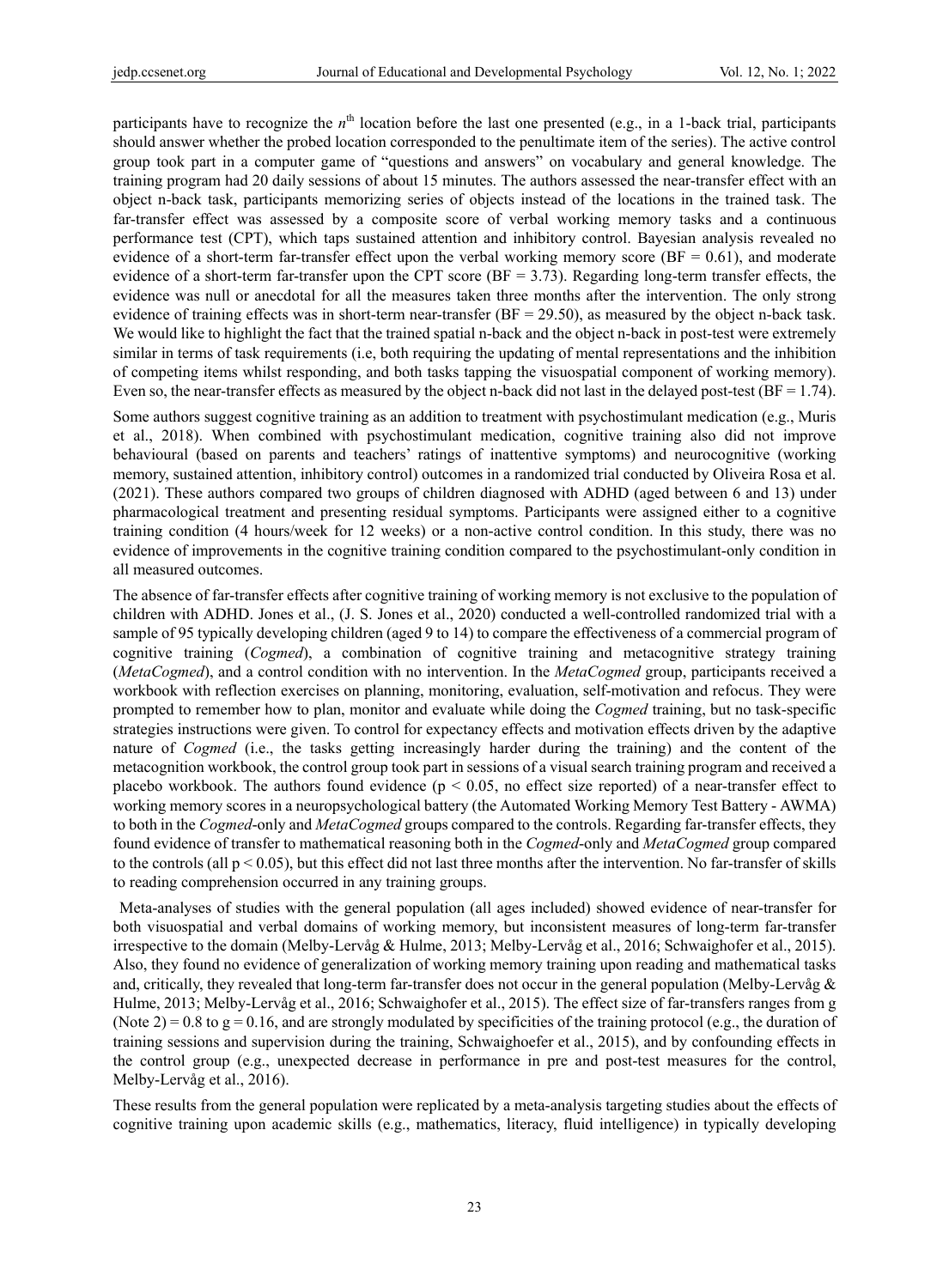participants have to recognize the $n^{th}$ location before the last one presented (e.g., in a 1-back trial, participants should answer whether the probed location corresponded to the penultimate item of the series). The active control group took part in a computer game of "questions and answers" on vocabulary and general knowledge. The training program had 20 daily sessions of about 15 minutes. The authors assessed the near-transfer effect with an object n-back task, participants memorizing series of objects instead of the locations in the trained task. The far-transfer effect was assessed by a composite score of verbal working memory tasks and a continuous performance test (CPT), which taps sustained attention and inhibitory control. Bayesian analysis revealed no evidence of a short-term far-transfer effect upon the verbal working memory score (BF = 0.61), and moderate evidence of a short-term far-transfer upon the CPT score (BF = 3.73). Regarding long-term transfer effects, the evidence was null or anecdotal for all the measures taken three months after the intervention. The only strong evidence of training effects was in short-term near-transfer (BF = 29.50), as measured by the object n-back task. We would like to highlight the fact that the trained spatial n-back and the object n-back in post-test were extremely similar in terms of task requirements (i.e, both requiring the updating of mental representations and the inhibition of competing items whilst responding, and both tasks tapping the visuospatial component of working memory). Even so, the near-transfer effects as measured by the object n-back did not last in the delayed post-test (BF = 1.74).

Some authors suggest cognitive training as an addition to treatment with psychostimulant medication (e.g., Muris et al., 2018). When combined with psychostimulant medication, cognitive training also did not improve behavioural (based on parents and teachers' ratings of inattentive symptoms) and neurocognitive (working memory, sustained attention, inhibitory control) outcomes in a randomized trial conducted by Oliveira Rosa et al. (2021). These authors compared two groups of children diagnosed with ADHD (aged between 6 and 13) under pharmacological treatment and presenting residual symptoms. Participants were assigned either to a cognitive training condition (4 hours/week for 12 weeks) or a non-active control condition. In this study, there was no evidence of improvements in the cognitive training condition compared to the psychostimulant-only condition in all measured outcomes.

The absence of far-transfer effects after cognitive training of working memory is not exclusive to the population of children with ADHD. Jones et al., (J. S. Jones et al., 2020) conducted a well-controlled randomized trial with a sample of 95 typically developing children (aged 9 to 14) to compare the effectiveness of a commercial program of cognitive training (*Cogmed*), a combination of cognitive training and metacognitive strategy training (*MetaCogmed*), and a control condition with no intervention. In the *MetaCogmed* group, participants received a workbook with reflection exercises on planning, monitoring, evaluation, self-motivation and refocus. They were prompted to remember how to plan, monitor and evaluate while doing the *Cogmed* training, but no task-specific strategies instructions were given. To control for expectancy effects and motivation effects driven by the adaptive nature of *Cogmed* (i.e., the tasks getting increasingly harder during the training) and the content of the metacognition workbook, the control group took part in sessions of a visual search training program and received a placebo workbook. The authors found evidence ($p < 0.05$, no effect size reported) of a near-transfer effect to working memory scores in a neuropsychological battery (the Automated Working Memory Test Battery - AWMA) to both in the *Cogmed*-only and *MetaCogmed* groups compared to the controls. Regarding far-transfer effects, they found evidence of transfer to mathematical reasoning both in the *Cogmed*-only and *MetaCogmed* group compared to the controls (all $p < 0.05$), but this effect did not last three months after the intervention. No far-transfer of skills to reading comprehension occurred in any training groups.

Meta-analyses of studies with the general population (all ages included) showed evidence of near-transfer for both visuospatial and verbal domains of working memory, but inconsistent measures of long-term far-transfer irrespective to the domain (Melby-Lervåg & Hulme, 2013; Melby-Lervåg et al., 2016; Schwaighofer et al., 2015). Also, they found no evidence of generalization of working memory training upon reading and mathematical tasks and, critically, they revealed that long-term far-transfer does not occur in the general population (Melby-Lervåg & Hulme, 2013; Melby-Lervåg et al., 2016; Schwaighofer et al., 2015). The effect size of far-transfers ranges from g (Note 2) = 0.8 to g = 0.16, and are strongly modulated by specificities of the training protocol (e.g., the duration of training sessions and supervision during the training, Schwaighoefer et al., 2015), and by confounding effects in the control group (e.g., unexpected decrease in performance in pre and post-test measures for the control, Melby-Lervåg et al., 2016).

These results from the general population were replicated by a meta-analysis targeting studies about the effects of cognitive training upon academic skills (e.g., mathematics, literacy, fluid intelligence) in typically developing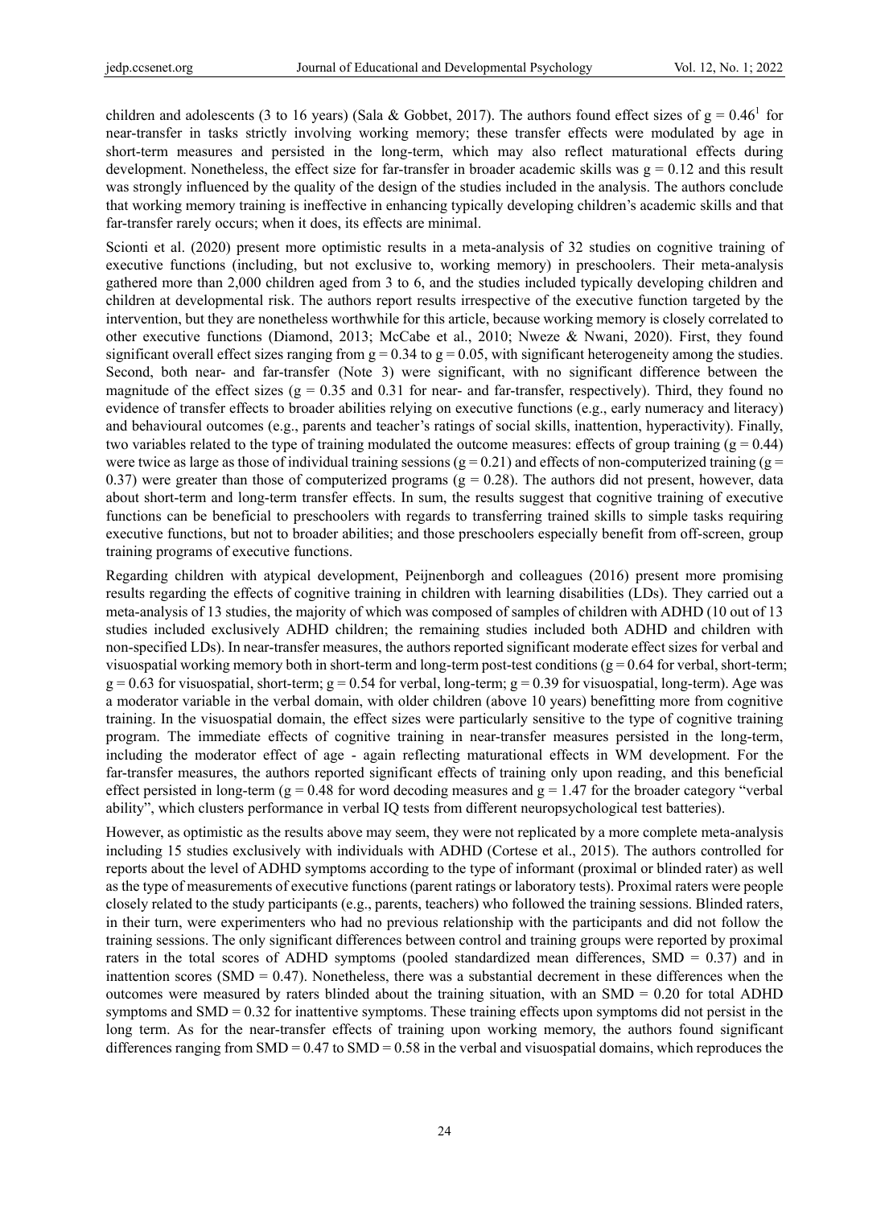children and adolescents (3 to 16 years) (Sala & Gobbet, 2017). The authors found effect sizes of $g = 0.46$[1] for near-transfer in tasks strictly involving working memory; these transfer effects were modulated by age in short-term measures and persisted in the long-term, which may also reflect maturational effects during development. Nonetheless, the effect size for far-transfer in broader academic skills was $g = 0.12$ and this result was strongly influenced by the quality of the design of the studies included in the analysis. The authors conclude that working memory training is ineffective in enhancing typically developing children's academic skills and that far-transfer rarely occurs; when it does, its effects are minimal.

Scionti et al. (2020) present more optimistic results in a meta-analysis of 32 studies on cognitive training of executive functions (including, but not exclusive to, working memory) in preschoolers. Their meta-analysis gathered more than 2,000 children aged from 3 to 6, and the studies included typically developing children and children at developmental risk. The authors report results irrespective of the executive function targeted by the intervention, but they are nonetheless worthwhile for this article, because working memory is closely correlated to other executive functions (Diamond, 2013; McCabe et al., 2010; Nweze & Nwani, 2020). First, they found significant overall effect sizes ranging from $g = 0.34$ to $g = 0.05$, with significant heterogeneity among the studies. Second, both near- and far-transfer (Note 3) were significant, with no significant difference between the magnitude of the effect sizes ($g = 0.35$ and $0.31$ for near- and far-transfer, respectively). Third, they found no evidence of transfer effects to broader abilities relying on executive functions (e.g., early numeracy and literacy) and behavioural outcomes (e.g., parents and teacher's ratings of social skills, inattention, hyperactivity). Finally, two variables related to the type of training modulated the outcome measures: effects of group training ($g = 0.44$) were twice as large as those of individual training sessions ($g = 0.21$) and effects of non-computerized training ($g = 0.37$) were greater than those of computerized programs ($g = 0.28$). The authors did not present, however, data about short-term and long-term transfer effects. In sum, the results suggest that cognitive training of executive functions can be beneficial to preschoolers with regards to transferring trained skills to simple tasks requiring executive functions, but not to broader abilities; and those preschoolers especially benefit from off-screen, group training programs of executive functions.

Regarding children with atypical development, Peijnenborgh and colleagues (2016) present more promising results regarding the effects of cognitive training in children with learning disabilities (LDs). They carried out a meta-analysis of 13 studies, the majority of which was composed of samples of children with ADHD (10 out of 13 studies included exclusively ADHD children; the remaining studies included both ADHD and children with non-specified LDs). In near-transfer measures, the authors reported significant moderate effect sizes for verbal and visuospatial working memory both in short-term and long-term post-test conditions ($g = 0.64$ for verbal, short-term; $g = 0.63$ for visuospatial, short-term; $g = 0.54$ for verbal, long-term; $g = 0.39$ for visuospatial, long-term). Age was a moderator variable in the verbal domain, with older children (above 10 years) benefitting more from cognitive training. In the visuospatial domain, the effect sizes were particularly sensitive to the type of cognitive training program. The immediate effects of cognitive training in near-transfer measures persisted in the long-term, including the moderator effect of age - again reflecting maturational effects in WM development. For the far-transfer measures, the authors reported significant effects of training only upon reading, and this beneficial effect persisted in long-term ($g = 0.48$ for word decoding measures and $g = 1.47$ for the broader category "verbal ability", which clusters performance in verbal IQ tests from different neuropsychological test batteries).

However, as optimistic as the results above may seem, they were not replicated by a more complete meta-analysis including 15 studies exclusively with individuals with ADHD (Cortese et al., 2015). The authors controlled for reports about the level of ADHD symptoms according to the type of informant (proximal or blinded rater) as well as the type of measurements of executive functions (parent ratings or laboratory tests). Proximal raters were people closely related to the study participants (e.g., parents, teachers) who followed the training sessions. Blinded raters, in their turn, were experimenters who had no previous relationship with the participants and did not follow the training sessions. The only significant differences between control and training groups were reported by proximal raters in the total scores of ADHD symptoms (pooled standardized mean differences, $SMD = 0.37$) and in inattention scores ($SMD = 0.47$). Nonetheless, there was a substantial decrement in these differences when the outcomes were measured by raters blinded about the training situation, with an $SMD = 0.20$ for total ADHD symptoms and $SMD = 0.32$ for inattentive symptoms. These training effects upon symptoms did not persist in the long term. As for the near-transfer effects of training upon working memory, the authors found significant differences ranging from $SMD = 0.47$ to $SMD = 0.58$ in the verbal and visuospatial domains, which reproduces the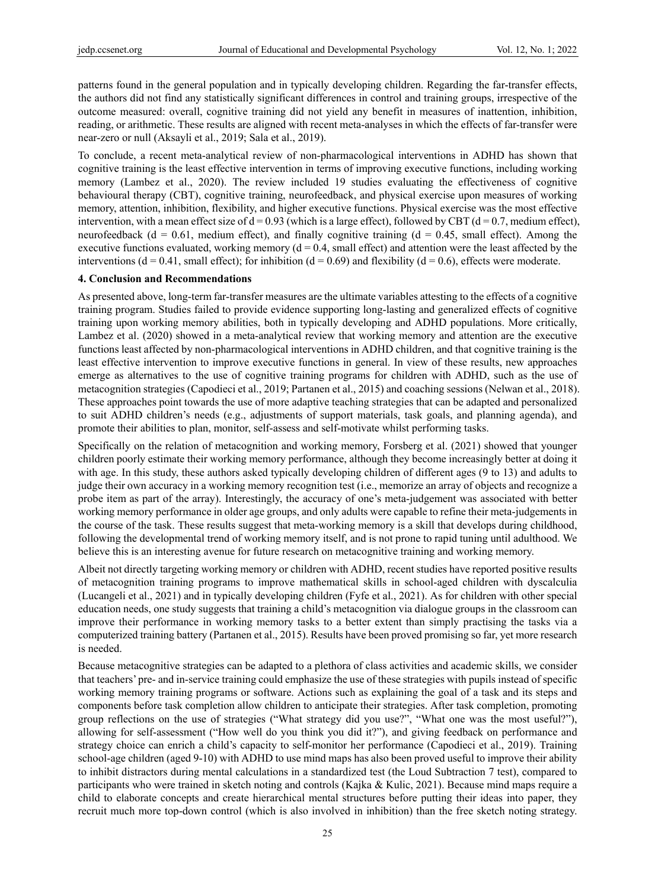patterns found in the general population and in typically developing children. Regarding the far-transfer effects, the authors did not find any statistically significant differences in control and training groups, irrespective of the outcome measured: overall, cognitive training did not yield any benefit in measures of inattention, inhibition, reading, or arithmetic. These results are aligned with recent meta-analyses in which the effects of far-transfer were near-zero or null (Aksayli et al., 2019; Sala et al., 2019).

To conclude, a recent meta-analytical review of non-pharmacological interventions in ADHD has shown that cognitive training is the least effective intervention in terms of improving executive functions, including working memory (Lambez et al., 2020). The review included 19 studies evaluating the effectiveness of cognitive behavioural therapy (CBT), cognitive training, neurofeedback, and physical exercise upon measures of working memory, attention, inhibition, flexibility, and higher executive functions. Physical exercise was the most effective intervention, with a mean effect size of $d = 0.93$ (which is a large effect), followed by CBT ($d = 0.7$, medium effect), neurofeedback ($d = 0.61$, medium effect), and finally cognitive training ($d = 0.45$, small effect). Among the executive functions evaluated, working memory ($d = 0.4$, small effect) and attention were the least affected by the interventions ($d = 0.41$, small effect); for inhibition ($d = 0.69$) and flexibility ($d = 0.6$), effects were moderate.

## 4. Conclusion and Recommendations

As presented above, long-term far-transfer measures are the ultimate variables attesting to the effects of a cognitive training program. Studies failed to provide evidence supporting long-lasting and generalized effects of cognitive training upon working memory abilities, both in typically developing and ADHD populations. More critically, Lambez et al. (2020) showed in a meta-analytical review that working memory and attention are the executive functions least affected by non-pharmacological interventions in ADHD children, and that cognitive training is the least effective intervention to improve executive functions in general. In view of these results, new approaches emerge as alternatives to the use of cognitive training programs for children with ADHD, such as the use of metacognition strategies (Capodieci et al., 2019; Partanen et al., 2015) and coaching sessions (Nelwan et al., 2018). These approaches point towards the use of more adaptive teaching strategies that can be adapted and personalized to suit ADHD children's needs (e.g., adjustments of support materials, task goals, and planning agenda), and promote their abilities to plan, monitor, self-assess and self-motivate whilst performing tasks.

Specifically on the relation of metacognition and working memory, Forsberg et al. (2021) showed that younger children poorly estimate their working memory performance, although they become increasingly better at doing it with age. In this study, these authors asked typically developing children of different ages (9 to 13) and adults to judge their own accuracy in a working memory recognition test (i.e., memorize an array of objects and recognize a probe item as part of the array). Interestingly, the accuracy of one's meta-judgement was associated with better working memory performance in older age groups, and only adults were capable to refine their meta-judgements in the course of the task. These results suggest that meta-working memory is a skill that develops during childhood, following the developmental trend of working memory itself, and is not prone to rapid tuning until adulthood. We believe this is an interesting avenue for future research on metacognitive training and working memory.

Albeit not directly targeting working memory or children with ADHD, recent studies have reported positive results of metacognition training programs to improve mathematical skills in school-aged children with dyscalculia (Lucangeli et al., 2021) and in typically developing children (Fyfe et al., 2021). As for children with other special education needs, one study suggests that training a child's metacognition via dialogue groups in the classroom can improve their performance in working memory tasks to a better extent than simply practising the tasks via a computerized training battery (Partanen et al., 2015). Results have been proved promising so far, yet more research is needed.

Because metacognitive strategies can be adapted to a plethora of class activities and academic skills, we consider that teachers' pre- and in-service training could emphasize the use of these strategies with pupils instead of specific working memory training programs or software. Actions such as explaining the goal of a task and its steps and components before task completion allow children to anticipate their strategies. After task completion, promoting group reflections on the use of strategies ("What strategy did you use?", "What one was the most useful?"), allowing for self-assessment ("How well do you think you did it?"), and giving feedback on performance and strategy choice can enrich a child's capacity to self-monitor her performance (Capodieci et al., 2019). Training school-age children (aged 9-10) with ADHD to use mind maps has also been proved useful to improve their ability to inhibit distractors during mental calculations in a standardized test (the Loud Subtraction 7 test), compared to participants who were trained in sketch noting and controls (Kajka & Kulic, 2021). Because mind maps require a child to elaborate concepts and create hierarchical mental structures before putting their ideas into paper, they recruit much more top-down control (which is also involved in inhibition) than the free sketch noting strategy.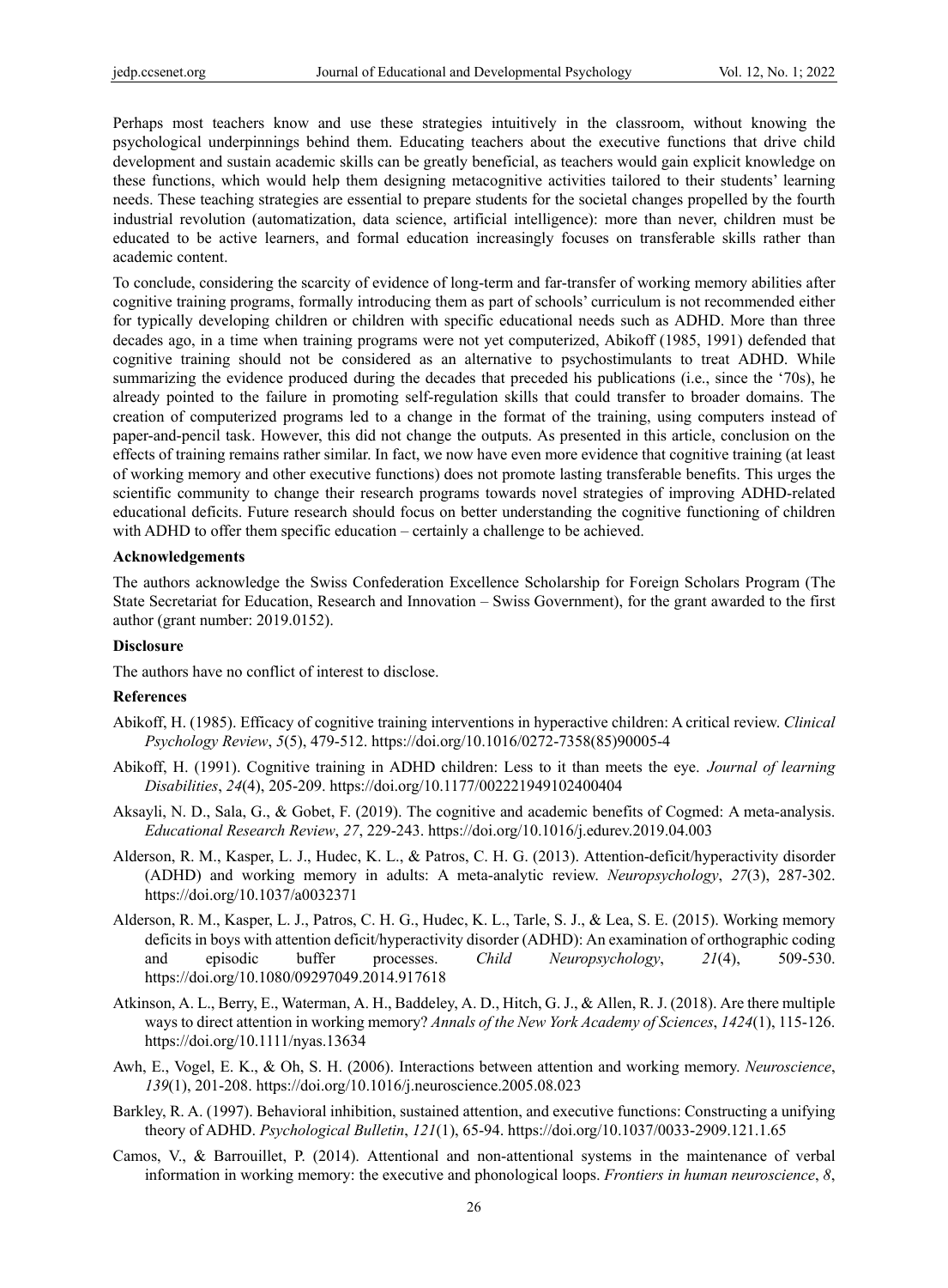Perhaps most teachers know and use these strategies intuitively in the classroom, without knowing the psychological underpinnings behind them. Educating teachers about the executive functions that drive child development and sustain academic skills can be greatly beneficial, as teachers would gain explicit knowledge on these functions, which would help them designing metacognitive activities tailored to their students' learning needs. These teaching strategies are essential to prepare students for the societal changes propelled by the fourth industrial revolution (automatization, data science, artificial intelligence): more than never, children must be educated to be active learners, and formal education increasingly focuses on transferable skills rather than academic content.

To conclude, considering the scarcity of evidence of long-term and far-transfer of working memory abilities after cognitive training programs, formally introducing them as part of schools' curriculum is not recommended either for typically developing children or children with specific educational needs such as ADHD. More than three decades ago, in a time when training programs were not yet computerized, Abikoff (1985, 1991) defended that cognitive training should not be considered as an alternative to psychostimulants to treat ADHD. While summarizing the evidence produced during the decades that preceded his publications (i.e., since the '70s), he already pointed to the failure in promoting self-regulation skills that could transfer to broader domains. The creation of computerized programs led to a change in the format of the training, using computers instead of paper-and-pencil task. However, this did not change the outputs. As presented in this article, conclusion on the effects of training remains rather similar. In fact, we now have even more evidence that cognitive training (at least of working memory and other executive functions) does not promote lasting transferable benefits. This urges the scientific community to change their research programs towards novel strategies of improving ADHD-related educational deficits. Future research should focus on better understanding the cognitive functioning of children with ADHD to offer them specific education – certainly a challenge to be achieved.

### Acknowledgements

The authors acknowledge the Swiss Confederation Excellence Scholarship for Foreign Scholars Program (The State Secretariat for Education, Research and Innovation – Swiss Government), for the grant awarded to the first author (grant number: 2019.0152).

### Disclosure

The authors have no conflict of interest to disclose.

### References

Abikoff, H. (1985). Efficacy of cognitive training interventions in hyperactive children: A critical review. *Clinical Psychology Review*, *5*(5), 479-512. https://doi.org/10.1016/0272-7358(85)90005-4

Abikoff, H. (1991). Cognitive training in ADHD children: Less to it than meets the eye. *Journal of learning Disabilities*, *24*(4), 205-209. https://doi.org/10.1177/002221949102400404

Aksayli, N. D., Sala, G., & Gobet, F. (2019). The cognitive and academic benefits of Cogmed: A meta-analysis. *Educational Research Review*, *27*, 229-243. https://doi.org/10.1016/j.edurev.2019.04.003

Alderson, R. M., Kasper, L. J., Hudec, K. L., & Patros, C. H. G. (2013). Attention-deficit/hyperactivity disorder (ADHD) and working memory in adults: A meta-analytic review. *Neuropsychology*, *27*(3), 287-302. https://doi.org/10.1037/a0032371

Alderson, R. M., Kasper, L. J., Patros, C. H. G., Hudec, K. L., Tarle, S. J., & Lea, S. E. (2015). Working memory deficits in boys with attention deficit/hyperactivity disorder (ADHD): An examination of orthographic coding and episodic buffer processes. *Child Neuropsychology*, *21*(4), 509-530. https://doi.org/10.1080/09297049.2014.917618

Atkinson, A. L., Berry, E., Waterman, A. H., Baddeley, A. D., Hitch, G. J., & Allen, R. J. (2018). Are there multiple ways to direct attention in working memory? *Annals of the New York Academy of Sciences*, *1424*(1), 115-126. https://doi.org/10.1111/nyas.13634

Awh, E., Vogel, E. K., & Oh, S. H. (2006). Interactions between attention and working memory. *Neuroscience*, *139*(1), 201-208. https://doi.org/10.1016/j.neuroscience.2005.08.023

Barkley, R. A. (1997). Behavioral inhibition, sustained attention, and executive functions: Constructing a unifying theory of ADHD. *Psychological Bulletin*, *121*(1), 65-94. https://doi.org/10.1037/0033-2909.121.1.65

Camos, V., & Barrouillet, P. (2014). Attentional and non-attentional systems in the maintenance of verbal information in working memory: the executive and phonological loops. *Frontiers in human neuroscience*, *8*,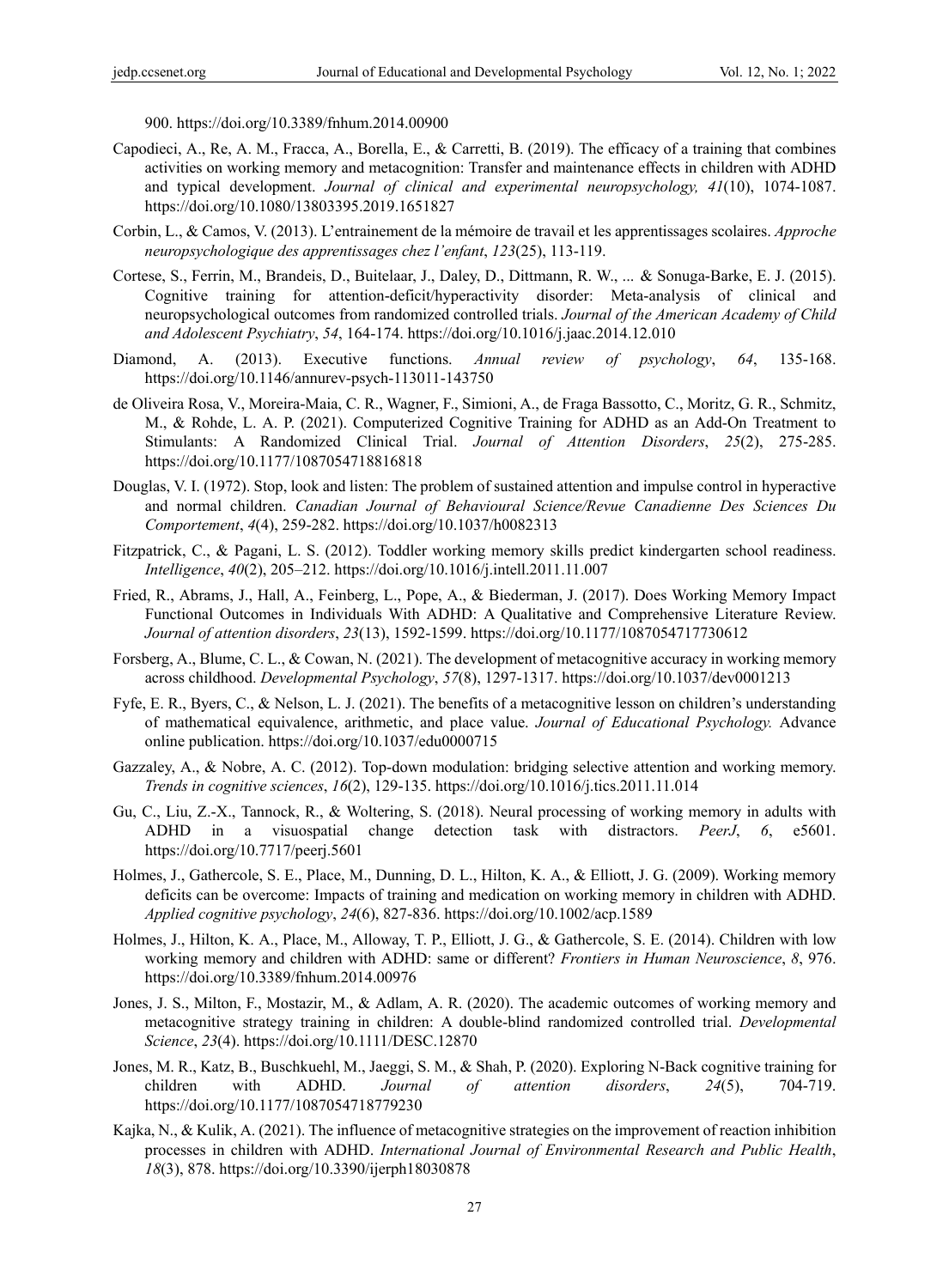900. https://doi.org/10.3389/fnhum.2014.00900

Capodieci, A., Re, A. M., Fracca, A., Borella, E., & Carretti, B. (2019). The efficacy of a training that combines activities on working memory and metacognition: Transfer and maintenance effects in children with ADHD and typical development. *Journal of clinical and experimental neuropsychology, 41*(10), 1074-1087. https://doi.org/10.1080/13803395.2019.1651827

Corbin, L., & Camos, V. (2013). L'entrainement de la mémoire de travail et les apprentissages scolaires. *Approche neuropsychologique des apprentissages chez l'enfant*, *123*(25), 113-119.

Cortese, S., Ferrin, M., Brandeis, D., Buitelaar, J., Daley, D., Dittmann, R. W., ... & Sonuga-Barke, E. J. (2015). Cognitive training for attention-deficit/hyperactivity disorder: Meta-analysis of clinical and neuropsychological outcomes from randomized controlled trials. *Journal of the American Academy of Child and Adolescent Psychiatry*, *54*, 164-174. https://doi.org/10.1016/j.jaac.2014.12.010

Diamond, A. (2013). Executive functions. *Annual review of psychology*, *64*, 135-168. https://doi.org/10.1146/annurev-psych-113011-143750

de Oliveira Rosa, V., Moreira-Maia, C. R., Wagner, F., Simioni, A., de Fraga Bassotto, C., Moritz, G. R., Schmitz, M., & Rohde, L. A. P. (2021). Computerized Cognitive Training for ADHD as an Add-On Treatment to Stimulants: A Randomized Clinical Trial. *Journal of Attention Disorders*, *25*(2), 275-285. https://doi.org/10.1177/1087054718816818

Douglas, V. I. (1972). Stop, look and listen: The problem of sustained attention and impulse control in hyperactive and normal children. *Canadian Journal of Behavioural Science/Revue Canadienne Des Sciences Du Comportement*, *4*(4), 259-282. https://doi.org/10.1037/h0082313

Fitzpatrick, C., & Pagani, L. S. (2012). Toddler working memory skills predict kindergarten school readiness. *Intelligence*, *40*(2), 205–212. https://doi.org/10.1016/j.intell.2011.11.007

Fried, R., Abrams, J., Hall, A., Feinberg, L., Pope, A., & Biederman, J. (2017). Does Working Memory Impact Functional Outcomes in Individuals With ADHD: A Qualitative and Comprehensive Literature Review. *Journal of attention disorders*, *23*(13), 1592-1599. https://doi.org/10.1177/1087054717730612

Forsberg, A., Blume, C. L., & Cowan, N. (2021). The development of metacognitive accuracy in working memory across childhood. *Developmental Psychology*, *57*(8), 1297-1317. https://doi.org/10.1037/dev0001213

Fyfe, E. R., Byers, C., & Nelson, L. J. (2021). The benefits of a metacognitive lesson on children's understanding of mathematical equivalence, arithmetic, and place value. *Journal of Educational Psychology.* Advance online publication. https://doi.org/10.1037/edu0000715

Gazzaley, A., & Nobre, A. C. (2012). Top-down modulation: bridging selective attention and working memory. *Trends in cognitive sciences*, *16*(2), 129-135. https://doi.org/10.1016/j.tics.2011.11.014

Gu, C., Liu, Z.-X., Tannock, R., & Woltering, S. (2018). Neural processing of working memory in adults with ADHD in a visuospatial change detection task with distractors. *PeerJ*, *6*, e5601. https://doi.org/10.7717/peerj.5601

Holmes, J., Gathercole, S. E., Place, M., Dunning, D. L., Hilton, K. A., & Elliott, J. G. (2009). Working memory deficits can be overcome: Impacts of training and medication on working memory in children with ADHD. *Applied cognitive psychology*, *24*(6), 827-836. https://doi.org/10.1002/acp.1589

Holmes, J., Hilton, K. A., Place, M., Alloway, T. P., Elliott, J. G., & Gathercole, S. E. (2014). Children with low working memory and children with ADHD: same or different? *Frontiers in Human Neuroscience*, *8*, 976. https://doi.org/10.3389/fnhum.2014.00976

Jones, J. S., Milton, F., Mostazir, M., & Adlam, A. R. (2020). The academic outcomes of working memory and metacognitive strategy training in children: A double-blind randomized controlled trial. *Developmental Science*, *23*(4). https://doi.org/10.1111/DESC.12870

Jones, M. R., Katz, B., Buschkuehl, M., Jaeggi, S. M., & Shah, P. (2020). Exploring N-Back cognitive training for children with ADHD. *Journal of attention disorders*, *24*(5), 704-719. https://doi.org/10.1177/1087054718779230

Kajka, N., & Kulik, A. (2021). The influence of metacognitive strategies on the improvement of reaction inhibition processes in children with ADHD. *International Journal of Environmental Research and Public Health*, *18*(3), 878. https://doi.org/10.3390/ijerph18030878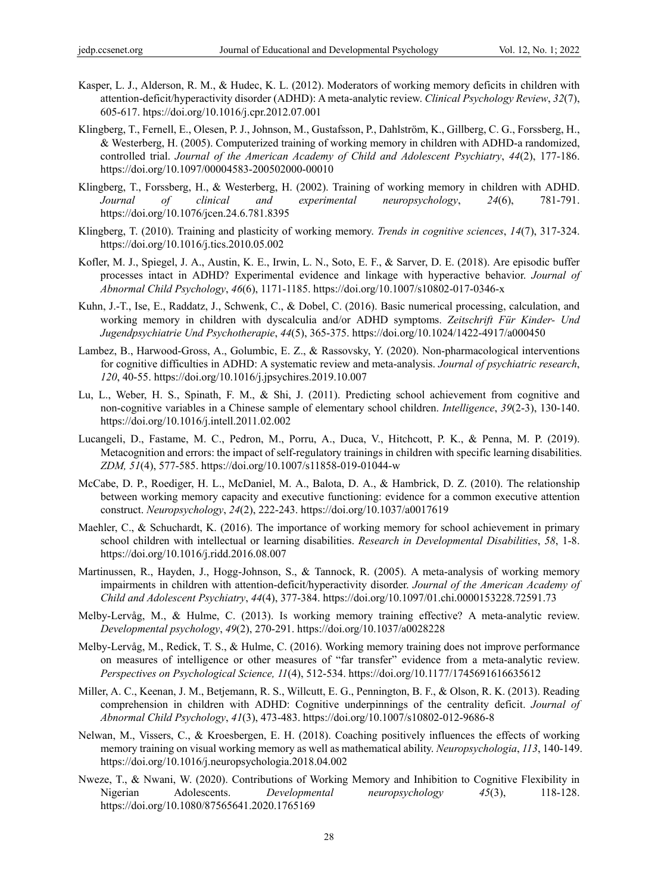Kasper, L. J., Alderson, R. M., & Hudec, K. L. (2012). Moderators of working memory deficits in children with attention-deficit/hyperactivity disorder (ADHD): A meta-analytic review. *Clinical Psychology Review*, *32*(7), 605-617. htps://doi.org/10.1016/j.cpr.2012.07.001

Klingberg, T., Fernell, E., Olesen, P. J., Johnson, M., Gustafsson, P., Dahlström, K., Gillberg, C. G., Forssberg, H., & Westerberg, H. (2005). Computerized training of working memory in children with ADHD-a randomized, controlled trial. *Journal of the American Academy of Child and Adolescent Psychiatry*, *44*(2), 177-186. https://doi.org/10.1097/00004583-200502000-00010

Klingberg, T., Forssberg, H., & Westerberg, H. (2002). Training of working memory in children with ADHD. *Journal of clinical and experimental neuropsychology*, *24*(6), 781-791. https://doi.org/10.1076/jcen.24.6.781.8395

Klingberg, T. (2010). Training and plasticity of working memory. *Trends in cognitive sciences*, *14*(7), 317-324. https://doi.org/10.1016/j.tics.2010.05.002

Kofler, M. J., Spiegel, J. A., Austin, K. E., Irwin, L. N., Soto, E. F., & Sarver, D. E. (2018). Are episodic buffer processes intact in ADHD? Experimental evidence and linkage with hyperactive behavior. *Journal of Abnormal Child Psychology*, *46*(6), 1171-1185. https://doi.org/10.1007/s10802-017-0346-x

Kuhn, J.-T., Ise, E., Raddatz, J., Schwenk, C., & Dobel, C. (2016). Basic numerical processing, calculation, and working memory in children with dyscalculia and/or ADHD symptoms. *Zeitschrift Für Kinder- Und Jugendpsychiatrie Und Psychotherapie*, *44*(5), 365-375. https://doi.org/10.1024/1422-4917/a000450

Lambez, B., Harwood-Gross, A., Golumbic, E. Z., & Rassovsky, Y. (2020). Non-pharmacological interventions for cognitive difficulties in ADHD: A systematic review and meta-analysis. *Journal of psychiatric research*, *120*, 40-55. https://doi.org/10.1016/j.jpsychires.2019.10.007

Lu, L., Weber, H. S., Spinath, F. M., & Shi, J. (2011). Predicting school achievement from cognitive and non-cognitive variables in a Chinese sample of elementary school children. *Intelligence*, *39*(2-3), 130-140. https://doi.org/10.1016/j.intell.2011.02.002

Lucangeli, D., Fastame, M. C., Pedron, M., Porru, A., Duca, V., Hitchcott, P. K., & Penna, M. P. (2019). Metacognition and errors: the impact of self-regulatory trainings in children with specific learning disabilities. *ZDM, 51*(4), 577-585. https://doi.org/10.1007/s11858-019-01044-w

McCabe, D. P., Roediger, H. L., McDaniel, M. A., Balota, D. A., & Hambrick, D. Z. (2010). The relationship between working memory capacity and executive functioning: evidence for a common executive attention construct. *Neuropsychology*, *24*(2), 222-243. https://doi.org/10.1037/a0017619

Maehler, C., & Schuchardt, K. (2016). The importance of working memory for school achievement in primary school children with intellectual or learning disabilities. *Research in Developmental Disabilities*, *58*, 1-8. https://doi.org/10.1016/j.ridd.2016.08.007

Martinussen, R., Hayden, J., Hogg-Johnson, S., & Tannock, R. (2005). A meta-analysis of working memory impairments in children with attention-deficit/hyperactivity disorder. *Journal of the American Academy of Child and Adolescent Psychiatry*, *44*(4), 377-384. https://doi.org/10.1097/01.chi.0000153228.72591.73

Melby-Lervåg, M., & Hulme, C. (2013). Is working memory training effective? A meta-analytic review. *Developmental psychology*, *49*(2), 270-291. https://doi.org/10.1037/a0028228

Melby-Lervåg, M., Redick, T. S., & Hulme, C. (2016). Working memory training does not improve performance on measures of intelligence or other measures of "far transfer" evidence from a meta-analytic review. *Perspectives on Psychological Science, 11*(4), 512-534. https://doi.org/10.1177/1745691616635612

Miller, A. C., Keenan, J. M., Betjemann, R. S., Willcutt, E. G., Pennington, B. F., & Olson, R. K. (2013). Reading comprehension in children with ADHD: Cognitive underpinnings of the centrality deficit. *Journal of Abnormal Child Psychology*, *41*(3), 473-483. https://doi.org/10.1007/s10802-012-9686-8

Nelwan, M., Vissers, C., & Kroesbergen, E. H. (2018). Coaching positively influences the effects of working memory training on visual working memory as well as mathematical ability. *Neuropsychologia*, *113*, 140-149. https://doi.org/10.1016/j.neuropsychologia.2018.04.002

Nweze, T., & Nwani, W. (2020). Contributions of Working Memory and Inhibition to Cognitive Flexibility in Nigerian Adolescents. *Developmental neuropsychology* *45*(3), 118-128. https://doi.org/10.1080/87565641.2020.1765169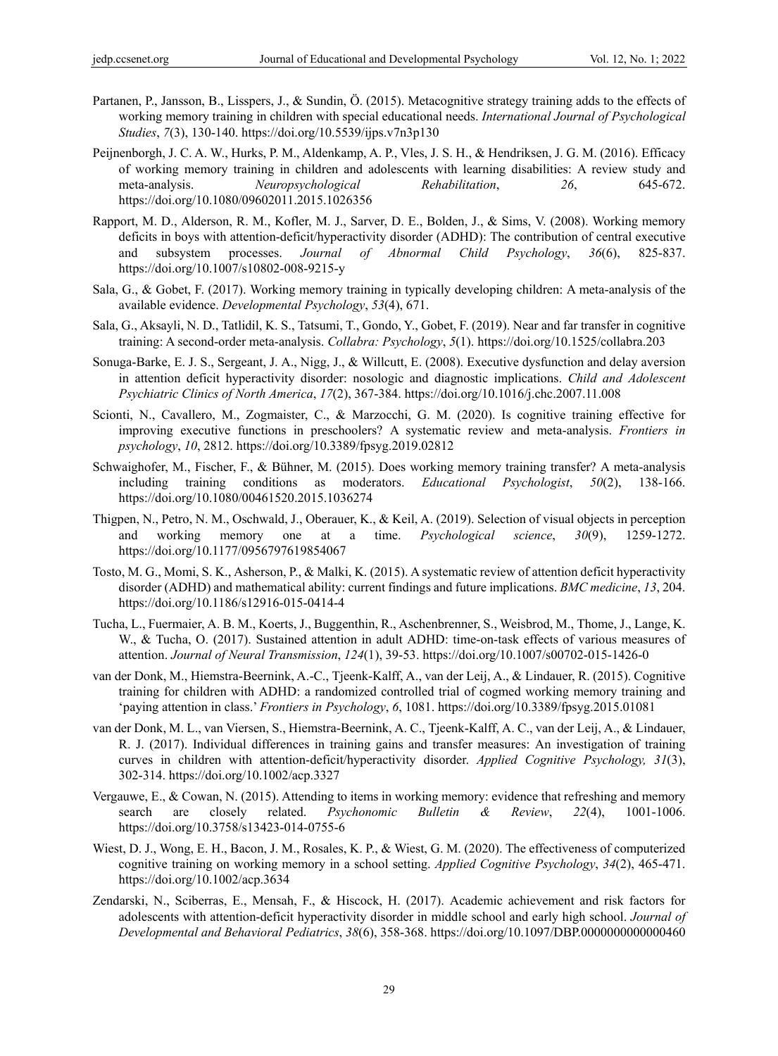Partanen, P., Jansson, B., Lisspers, J., & Sundin, Ö. (2015). Metacognitive strategy training adds to the effects of working memory training in children with special educational needs. *International Journal of Psychological Studies*, *7*(3), 130-140. https://doi.org/10.5539/ijps.v7n3p130

Peijnenborgh, J. C. A. W., Hurks, P. M., Aldenkamp, A. P., Vles, J. S. H., & Hendriksen, J. G. M. (2016). Efficacy of working memory training in children and adolescents with learning disabilities: A review study and meta-analysis. *Neuropsychological Rehabilitation*, *26*, 645-672. https://doi.org/10.1080/09602011.2015.1026356

Rapport, M. D., Alderson, R. M., Kofler, M. J., Sarver, D. E., Bolden, J., & Sims, V. (2008). Working memory deficits in boys with attention-deficit/hyperactivity disorder (ADHD): The contribution of central executive and subsystem processes. *Journal of Abnormal Child Psychology*, *36*(6), 825-837. https://doi.org/10.1007/s10802-008-9215-y

Sala, G., & Gobet, F. (2017). Working memory training in typically developing children: A meta-analysis of the available evidence. *Developmental Psychology*, *53*(4), 671.

Sala, G., Aksayli, N. D., Tatlidil, K. S., Tatsumi, T., Gondo, Y., Gobet, F. (2019). Near and far transfer in cognitive training: A second-order meta-analysis. *Collabra: Psychology*, *5*(1). https://doi.org/10.1525/collabra.203

Sonuga-Barke, E. J. S., Sergeant, J. A., Nigg, J., & Willcutt, E. (2008). Executive dysfunction and delay aversion in attention deficit hyperactivity disorder: nosologic and diagnostic implications. *Child and Adolescent Psychiatric Clinics of North America*, *17*(2), 367-384. https://doi.org/10.1016/j.chc.2007.11.008

Scionti, N., Cavallero, M., Zogmaister, C., & Marzocchi, G. M. (2020). Is cognitive training effective for improving executive functions in preschoolers? A systematic review and meta-analysis. *Frontiers in psychology*, *10*, 2812. https://doi.org/10.3389/fpsyg.2019.02812

Schwaighofer, M., Fischer, F., & Bühner, M. (2015). Does working memory training transfer? A meta-analysis including training conditions as moderators. *Educational Psychologist*, *50*(2), 138-166. https://doi.org/10.1080/00461520.2015.1036274

Thigpen, N., Petro, N. M., Oschwald, J., Oberauer, K., & Keil, A. (2019). Selection of visual objects in perception and working memory one at a time. *Psychological science*, *30*(9), 1259-1272. https://doi.org/10.1177/0956797619854067

Tosto, M. G., Momi, S. K., Asherson, P., & Malki, K. (2015). A systematic review of attention deficit hyperactivity disorder (ADHD) and mathematical ability: current findings and future implications. *BMC medicine*, *13*, 204. https://doi.org/10.1186/s12916-015-0414-4

Tucha, L., Fuermaier, A. B. M., Koerts, J., Buggenthin, R., Aschenbrenner, S., Weisbrod, M., Thome, J., Lange, K. W., & Tucha, O. (2017). Sustained attention in adult ADHD: time-on-task effects of various measures of attention. *Journal of Neural Transmission*, *124*(1), 39-53. https://doi.org/10.1007/s00702-015-1426-0

van der Donk, M., Hiemstra-Beernink, A.-C., Tjeenk-Kalff, A., van der Leij, A., & Lindauer, R. (2015). Cognitive training for children with ADHD: a randomized controlled trial of cogmed working memory training and 'paying attention in class.' *Frontiers in Psychology*, *6*, 1081. https://doi.org/10.3389/fpsyg.2015.01081

van der Donk, M. L., van Viersen, S., Hiemstra-Beernink, A. C., Tjeenk-Kalff, A. C., van der Leij, A., & Lindauer, R. J. (2017). Individual differences in training gains and transfer measures: An investigation of training curves in children with attention-deficit/hyperactivity disorder. *Applied Cognitive Psychology, 31*(3), 302-314. https://doi.org/10.1002/acp.3327

Vergauwe, E., & Cowan, N. (2015). Attending to items in working memory: evidence that refreshing and memory search are closely related. *Psychonomic Bulletin & Review*, *22*(4), 1001-1006. https://doi.org/10.3758/s13423-014-0755-6

Wiest, D. J., Wong, E. H., Bacon, J. M., Rosales, K. P., & Wiest, G. M. (2020). The effectiveness of computerized cognitive training on working memory in a school setting. *Applied Cognitive Psychology*, *34*(2), 465-471. https://doi.org/10.1002/acp.3634

Zendarski, N., Sciberras, E., Mensah, F., & Hiscock, H. (2017). Academic achievement and risk factors for adolescents with attention-deficit hyperactivity disorder in middle school and early high school. *Journal of Developmental and Behavioral Pediatrics*, *38*(6), 358-368. https://doi.org/10.1097/DBP.0000000000000460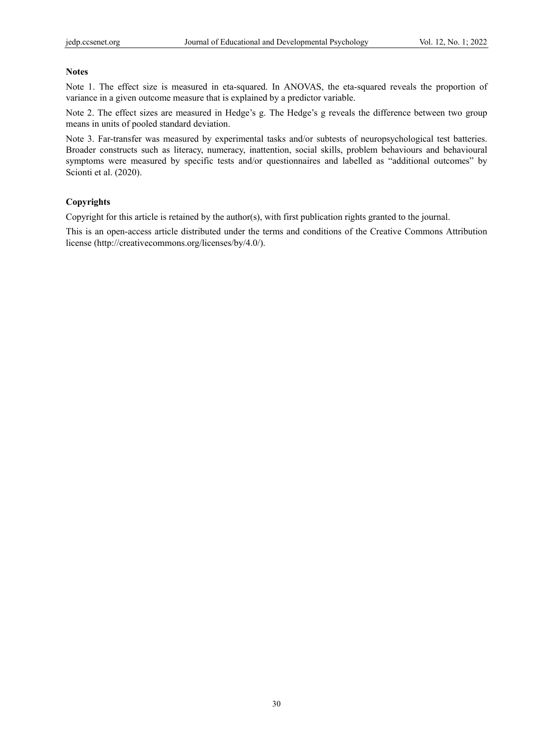## Notes

Note 1. The effect size is measured in eta-squared. In ANOVAS, the eta-squared reveals the proportion of variance in a given outcome measure that is explained by a predictor variable.

Note 2. The effect sizes are measured in Hedge's g. The Hedge's g reveals the difference between two group means in units of pooled standard deviation.

Note 3. Far-transfer was measured by experimental tasks and/or subtests of neuropsychological test batteries. Broader constructs such as literacy, numeracy, inattention, social skills, problem behaviours and behavioural symptoms were measured by specific tests and/or questionnaires and labelled as "additional outcomes" by Scionti et al. (2020).

## Copyrights

Copyright for this article is retained by the author(s), with first publication rights granted to the journal.

This is an open-access article distributed under the terms and conditions of the Creative Commons Attribution license (http://creativecommons.org/licenses/by/4.0/).